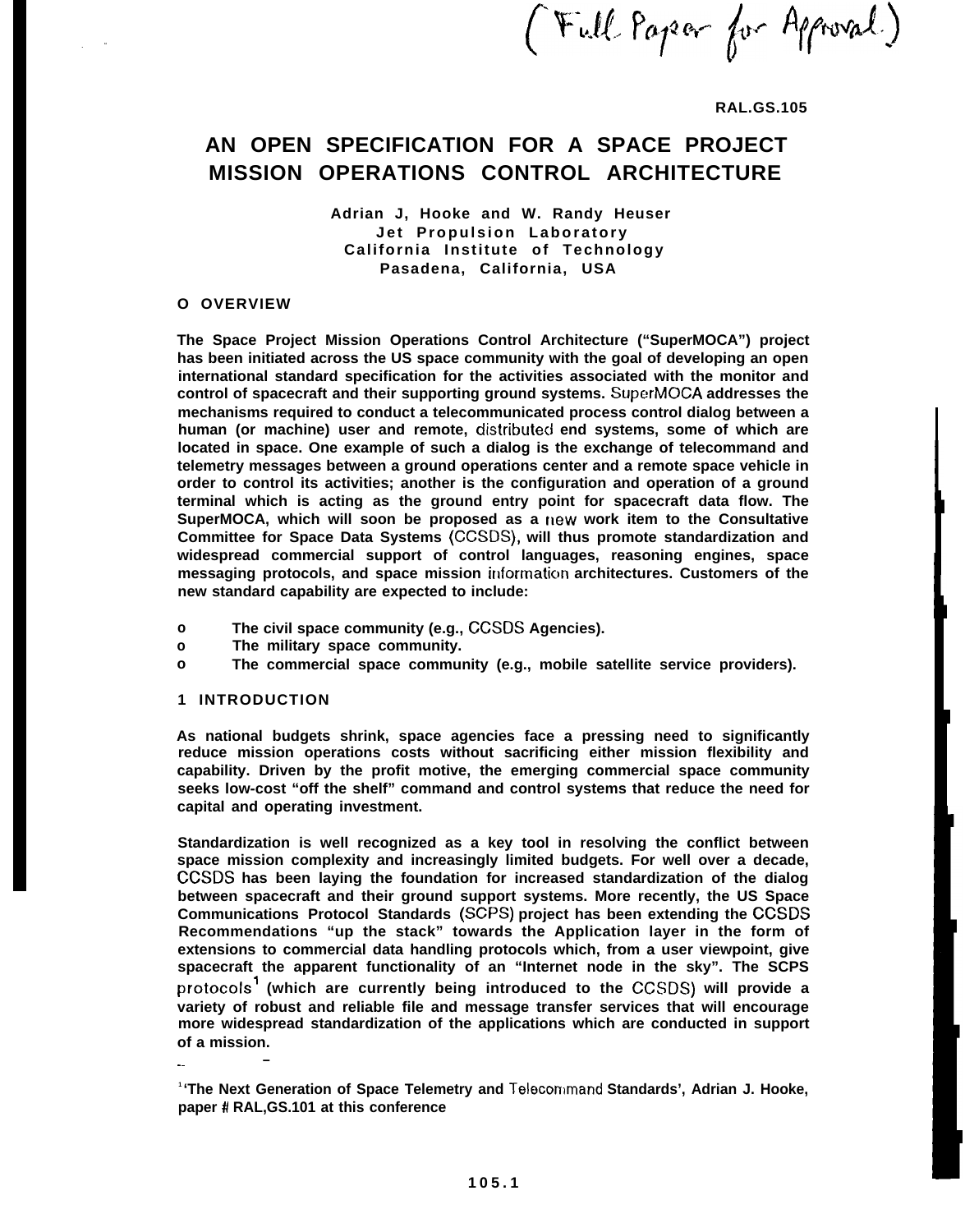(Full Paper for Approval)

RAL.GS.105

# AN OPEN SPECIFICATION FOR A SPACE PROJECT MISSION OPERATIONS CONTROL ARCHITECTURE

**Adrian J, Hooke and W. Randy Heuser**
**Jet Propulsion Laboratory**
**California Institute of Technology**
**Pasadena, California, USA**

## O OVERVIEW

The Space Project Mission Operations Control Architecture ("SuperMOCA") project has been initiated across the US space community with the goal of developing an open international standard specification for the activities associated with the monitor and control of spacecraft and their supporting ground systems. SuperMOCA addresses the mechanisms required to conduct a telecommunicated process control dialog between a human (or machine) user and remote, distributed end systems, some of which are located in space. One example of such a dialog is the exchange of telecommand and telemetry messages between a ground operations center and a remote space vehicle in order to control its activities; another is the configuration and operation of a ground terminal which is acting as the ground entry point for spacecraft data flow. The SuperMOCA, which will soon be proposed as a new work item to the Consultative Committee for Space Data Systems (CCSDS), will thus promote standardization and widespread commercial support of control languages, reasoning engines, space messaging protocols, and space mission information architectures. Customers of the new standard capability are expected to include:

- The civil space community (e.g., CCSDS Agencies).
- The military space community.
- The commercial space community (e.g., mobile satellite service providers).

## 1 INTRODUCTION

As national budgets shrink, space agencies face a pressing need to significantly reduce mission operations costs without sacrificing either mission flexibility and capability. Driven by the profit motive, the emerging commercial space community seeks low-cost "off the shelf" command and control systems that reduce the need for capital and operating investment.

Standardization is well recognized as a key tool in resolving the conflict between space mission complexity and increasingly limited budgets. For well over a decade, CCSDS has been laying the foundation for increased standardization of the dialog between spacecraft and their ground support systems. More recently, the US Space Communications Protocol Standards (SCPS) project has been extending the CCSDS Recommendations "up the stack" towards the Application layer in the form of extensions to commercial data handling protocols which, from a user viewpoint, give spacecraft the apparent functionality of an "Internet node in the sky". The SCPS protocols[1] (which are currently being introduced to the CCSDS) will provide a variety of robust and reliable file and message transfer services that will encourage more widespread standardization of the applications which are conducted in support of a mission.

[1] 'The Next Generation of Space Telemetry and Telecommand Standards', Adrian J. Hooke, paper # RAL,GS.101 at this conference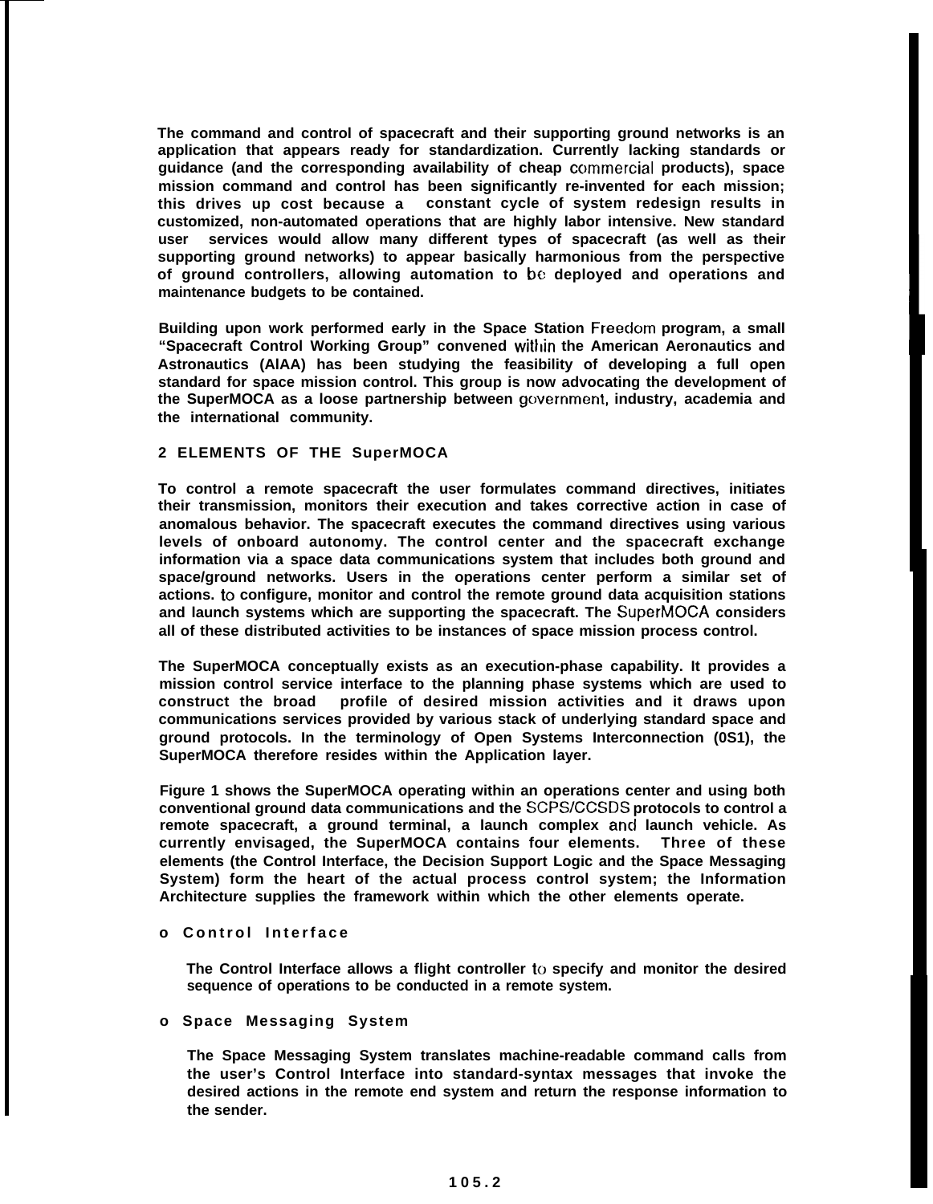The command and control of spacecraft and their supporting ground networks is an application that appears ready for standardization. Currently lacking standards or guidance (and the corresponding availability of cheap commercial products), space mission command and control has been significantly re-invented for each mission; this drives up cost because a constant cycle of system redesign results in customized, non-automated operations that are highly labor intensive. New standard user services would allow many different types of spacecraft (as well as their supporting ground networks) to appear basically harmonious from the perspective of ground controllers, allowing automation to be deployed and operations and maintenance budgets to be contained.

Building upon work performed early in the Space Station Freedom program, a small "Spacecraft Control Working Group" convened within the American Aeronautics and Astronautics (AIAA) has been studying the feasibility of developing a full open standard for space mission control. This group is now advocating the development of the SuperMOCA as a loose partnership between government, industry, academia and the international community.

## 2 ELEMENTS OF THE SuperMOCA

To control a remote spacecraft the user formulates command directives, initiates their transmission, monitors their execution and takes corrective action in case of anomalous behavior. The spacecraft executes the command directives using various levels of onboard autonomy. The control center and the spacecraft exchange information via a space data communications system that includes both ground and space/ground networks. Users in the operations center perform a similar set of actions. to configure, monitor and control the remote ground data acquisition stations and launch systems which are supporting the spacecraft. The SuperMOCA considers all of these distributed activities to be instances of space mission process control.

The SuperMOCA conceptually exists as an execution-phase capability. It provides a mission control service interface to the planning phase systems which are used to construct the broad profile of desired mission activities and it draws upon communications services provided by various stack of underlying standard space and ground protocols. In the terminology of Open Systems Interconnection (0S1), the SuperMOCA therefore resides within the Application layer.

Figure 1 shows the SuperMOCA operating within an operations center and using both conventional ground data communications and the SCPS/CCSDS protocols to control a remote spacecraft, a ground terminal, a launch complex and launch vehicle. As currently envisaged, the SuperMOCA contains four elements. Three of these elements (the Control Interface, the Decision Support Logic and the Space Messaging System) form the heart of the actual process control system; the Information Architecture supplies the framework within which the other elements operate.

- **Control Interface**

  The Control Interface allows a flight controller to specify and monitor the desired sequence of operations to be conducted in a remote system.

- **Space Messaging System**

  The Space Messaging System translates machine-readable command calls from the user's Control Interface into standard-syntax messages that invoke the desired actions in the remote end system and return the response information to the sender.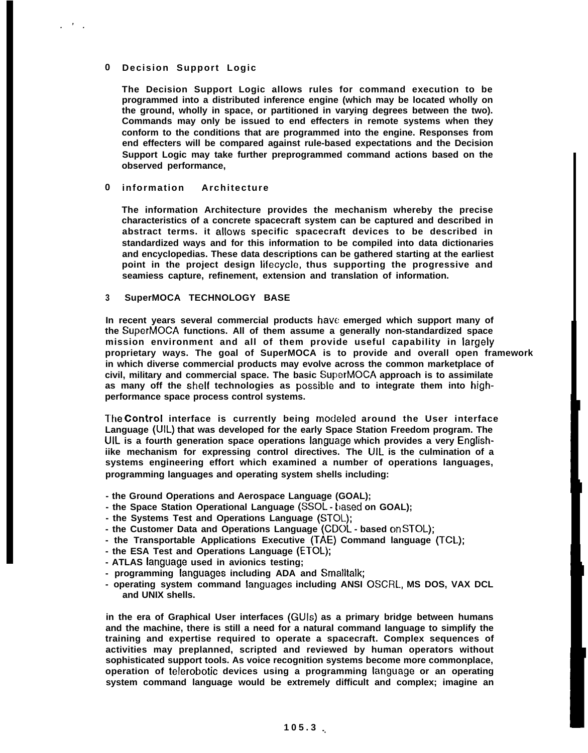- **Decision Support Logic**

  The Decision Support Logic allows rules for command execution to be programmed into a distributed inference engine (which may be located wholly on the ground, wholly in space, or partitioned in varying degrees between the two). Commands may only be issued to end effecters in remote systems when they conform to the conditions that are programmed into the engine. Responses from end effecters will be compared against rule-based expectations and the Decision Support Logic may take further preprogrammed command actions based on the observed performance,

- **information Architecture**

  The information Architecture provides the mechanism whereby the precise characteristics of a concrete spacecraft system can be captured and described in abstract terms. it allows specific spacecraft devices to be described in standardized ways and for this information to be compiled into data dictionaries and encyclopedias. These data descriptions can be gathered starting at the earliest point in the project design lifecycle, thus supporting the progressive and seamiess capture, refinement, extension and translation of information.

## 3 SuperMOCA TECHNOLOGY BASE

In recent years several commercial products have emerged which support many of the SuperMOCA functions. All of them assume a generally non-standardized space mission environment and all of them provide useful capability in largely proprietary ways. The goal of SuperMOCA is to provide and overall open framework in which diverse commercial products may evolve across the common marketplace of civil, military and commercial space. The basic SuperMOCA approach is to assimilate as many off the shelf technologies as possible and to integrate them into high-performance space process control systems.

The Control interface is currently being modeled around the User interface Language (UIL) that was developed for the early Space Station Freedom program. The UIL is a fourth generation space operations language which provides a very English-iike mechanism for expressing control directives. The UIL is the culmination of a systems engineering effort which examined a number of operations languages, programming languages and operating system shells including:

- the Ground Operations and Aerospace Language (GOAL);
- the Space Station Operational Language (SSOL - based on GOAL);
- the Systems Test and Operations Language (STOL);
- the Customer Data and Operations Language (CDOL - based on STOL);
- the Transportable Applications Executive (TAE) Command language (TCL);
- the ESA Test and Operations Language (ETOL);
- ATLAS language used in avionics testing;
- programming languages including ADA and Smalltalk;
- operating system command languages including ANSI OSCRL, MS DOS, VAX DCL and UNIX shells.

in the era of Graphical User interfaces (GUIs) as a primary bridge between humans and the machine, there is still a need for a natural command language to simplify the training and expertise required to operate a spacecraft. Complex sequences of activities may preplanned, scripted and reviewed by human operators without sophisticated support tools. As voice recognition systems become more commonplace, operation of telerobotic devices using a programming language or an operating system command language would be extremely difficult and complex; imagine an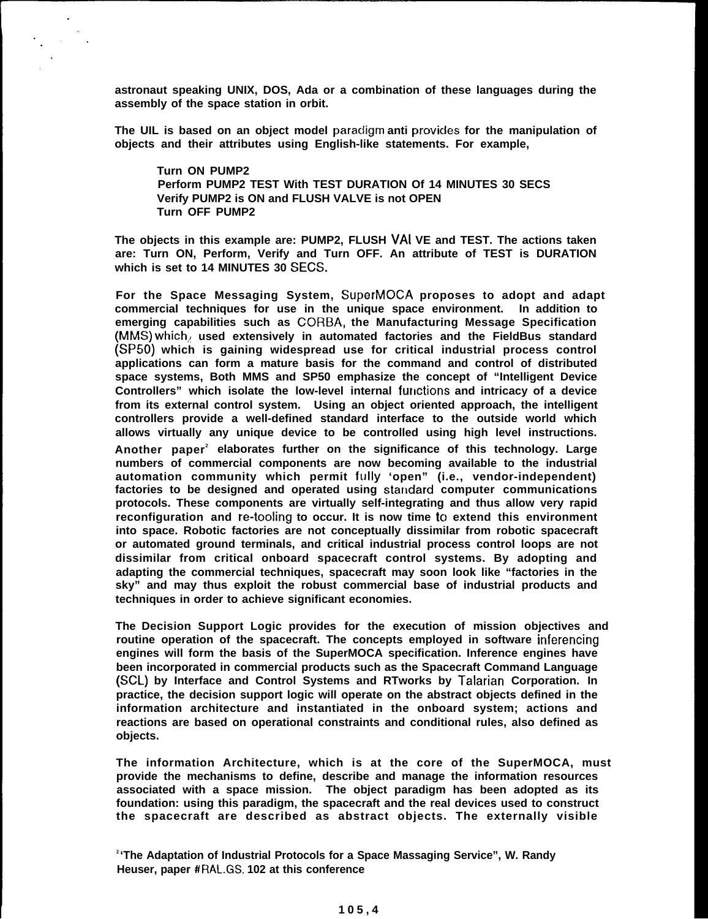**astronaut speaking UNIX, DOS, Ada or a combination of these languages during the assembly of the space station in orbit.**

**The UIL is based on an object model paradigm anti provides for the manipulation of objects and their attributes using English-like statements. For example,**

> **Turn ON PUMP2**
> **Perform PUMP2 TEST With TEST DURATION Of 14 MINUTES 30 SECS**
> **Verify PUMP2 is ON and FLUSH VALVE is not OPEN**
> **Turn OFF PUMP2**

**The objects in this example are: PUMP2, FLUSH VAl VE and TEST. The actions taken are: Turn ON, Perform, Verify and Turn OFF. An attribute of TEST is DURATION which is set to 14 MINUTES 30 SECS.**

**For the Space Messaging System, SuperMOCA proposes to adopt and adapt commercial techniques for use in the unique space environment. In addition to emerging capabilities such as CORBA, the Manufacturing Message Specification (MMS) which, used extensively in automated factories and the FieldBus standard (SP50) which is gaining widespread use for critical industrial process control applications can form a mature basis for the command and control of distributed space systems, Both MMS and SP50 emphasize the concept of "Intelligent Device Controllers" which isolate the low-level internal functions and intricacy of a device from its external control system. Using an object oriented approach, the intelligent controllers provide a well-defined standard interface to the outside world which allows virtually any unique device to be controlled using high level instructions. Another paper[2] elaborates further on the significance of this technology. Large numbers of commercial components are now becoming available to the industrial automation community which permit fully 'open" (i.e., vendor-independent) factories to be designed and operated using standard computer communications protocols. These components are virtually self-integrating and thus allow very rapid reconfiguration and re-tooling to occur. It is now time to extend this environment into space. Robotic factories are not conceptually dissimilar from robotic spacecraft or automated ground terminals, and critical industrial process control loops are not dissimilar from critical onboard spacecraft control systems. By adopting and adapting the commercial techniques, spacecraft may soon look like "factories in the sky" and may thus exploit the robust commercial base of industrial products and techniques in order to achieve significant economies.**

**The Decision Support Logic provides for the execution of mission objectives and routine operation of the spacecraft. The concepts employed in software inferencing engines will form the basis of the SuperMOCA specification. Inference engines have been incorporated in commercial products such as the Spacecraft Command Language (SCL) by Interface and Control Systems and RTworks by Talarian Corporation. In practice, the decision support logic will operate on the abstract objects defined in the information architecture and instantiated in the onboard system; actions and reactions are based on operational constraints and conditional rules, also defined as objects.**

**The information Architecture, which is at the core of the SuperMOCA, must provide the mechanisms to define, describe and manage the information resources associated with a space mission. The object paradigm has been adopted as its foundation: using this paradigm, the spacecraft and the real devices used to construct the spacecraft are described as abstract objects. The externally visible**

**[2] 'The Adaptation of Industrial Protocols for a Space Massaging Service", W. Randy Heuser, paper #RAL.GS. 102 at this conference**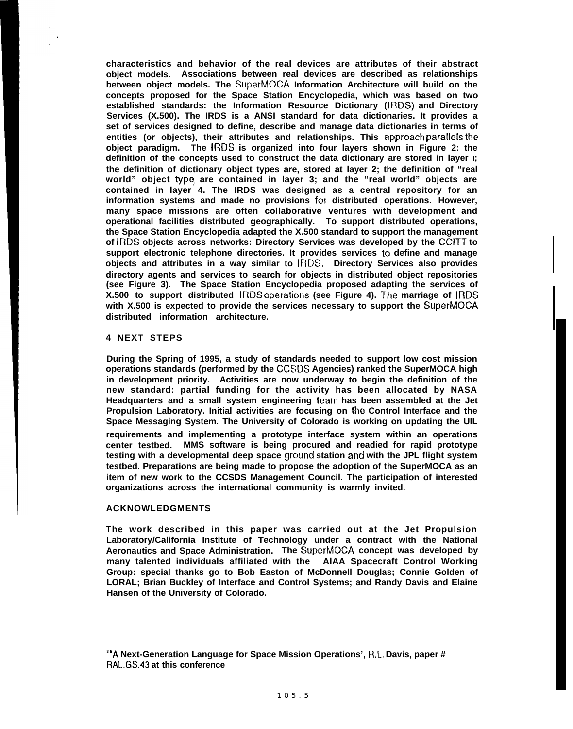characteristics and behavior of the real devices are attributes of their abstract object models. Associations between real devices are described as relationships between object models. The SuperMOCA Information Architecture will build on the concepts proposed for the Space Station Encyclopedia, which was based on two established standards: the Information Resource Dictionary (IRDS) and Directory Services (X.500). The IRDS is a ANSI standard for data dictionaries. It provides a set of services designed to define, describe and manage data dictionaries in terms of entities (or objects), their attributes and relationships. This approach parallels the object paradigm. The IRDS is organized into four layers shown in Figure 2: the definition of the concepts used to construct the data dictionary are stored in layer 1; the definition of dictionary object types are, stored at layer 2; the definition of "real world" object type are contained in layer 3; and the "real world" objects are contained in layer 4. The IRDS was designed as a central repository for an information systems and made no provisions for distributed operations. However, many space missions are often collaborative ventures with development and operational facilities distributed geographically. To support distributed operations, the Space Station Encyclopedia adapted the X.500 standard to support the management of IRDS objects across networks: Directory Services was developed by the CCITT to support electronic telephone directories. It provides services to define and manage objects and attributes in a way similar to IRDS. Directory Services also provides directory agents and services to search for objects in distributed object repositories (see Figure 3). The Space Station Encyclopedia proposed adapting the services of X.500 to support distributed IRDS operations (see Figure 4). The marriage of IRDS with X.500 is expected to provide the services necessary to support the SuperMOCA distributed information architecture.

## 4 NEXT STEPS

During the Spring of 1995, a study of standards needed to support low cost mission operations standards (performed by the CCSDS Agencies) ranked the SuperMOCA high in development priority. Activities are now underway to begin the definition of the new standard: partial funding for the activity has been allocated by NASA Headquarters and a small system engineering team has been assembled at the Jet Propulsion Laboratory. Initial activities are focusing on the Control Interface and the Space Messaging System. The University of Colorado is working on updating the UIL requirements and implementing a prototype interface system within an operations center testbed. MMS software is being procured and readied for rapid prototype testing with a developmental deep space ground station and with the JPL flight system testbed. Preparations are being made to propose the adoption of the SuperMOCA as an item of new work to the CCSDS Management Council. The participation of interested organizations across the international community is warmly invited.

## ACKNOWLEDGMENTS

The work described in this paper was carried out at the Jet Propulsion Laboratory/California Institute of Technology under a contract with the National Aeronautics and Space Administration. The SuperMOCA concept was developed by many talented individuals affiliated with the AIAA Spacecraft Control Working Group: special thanks go to Bob Easton of McDonnell Douglas; Connie Golden of LORAL; Brian Buckley of Interface and Control Systems; and Randy Davis and Elaine Hansen of the University of Colorado.

[3] 'A Next-Generation Language for Space Mission Operations', R.L. Davis, paper # RAL.GS.43 at this conference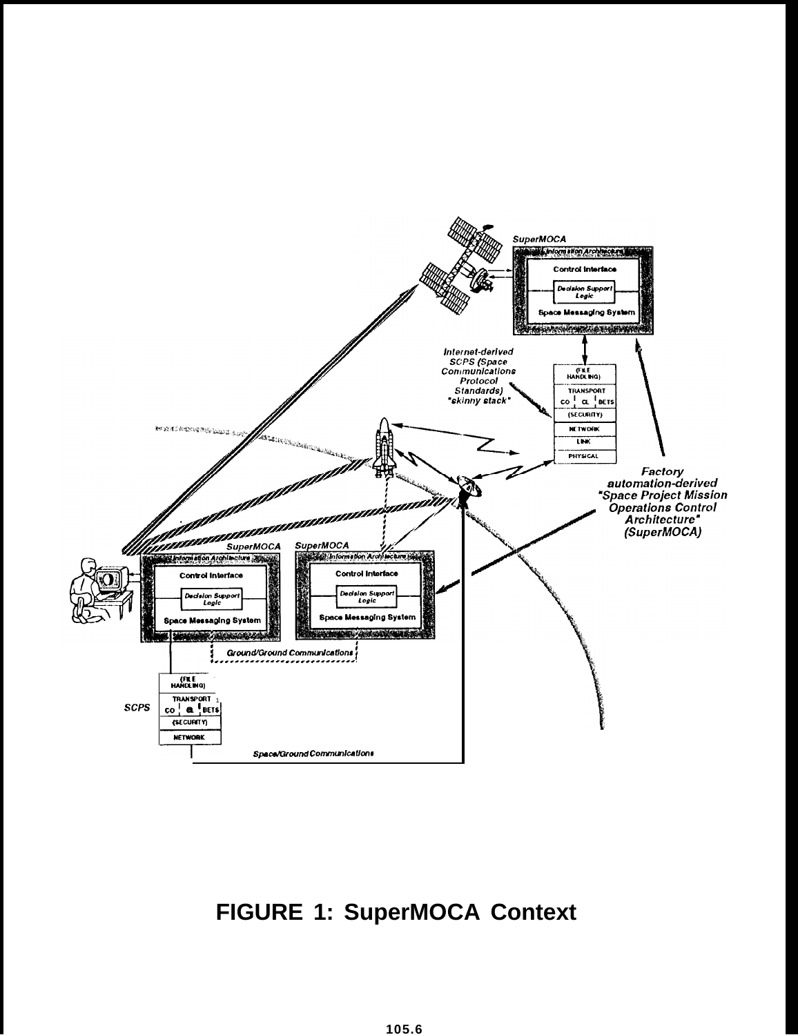FIGURE 1: SuperMOCA Context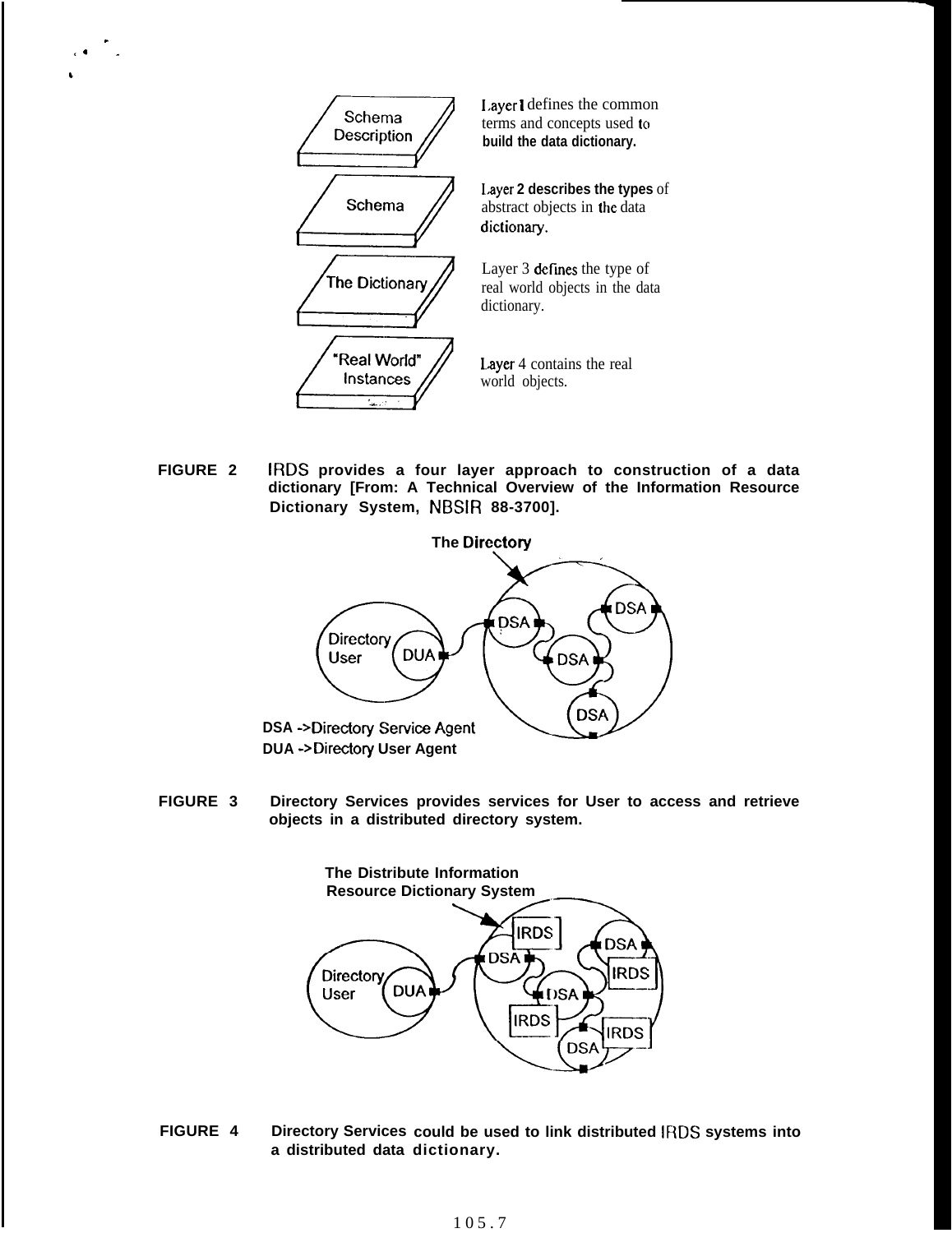Schema Description

Layer 1 defines the common terms and concepts used to build the data dictionary.

Schema

Layer 2 describes the types of abstract objects in the data dictionary.

The Dictionary

Layer 3 defines the type of real world objects in the data dictionary.

"Real World" Instances

Layer 4 contains the real world objects.

**FIGURE 2** **IRDS provides a four layer approach to construction of a data dictionary [From: A Technical Overview of the Information Resource Dictionary System, NBSIR 88-3700].**

The Directory

Directory User

DUA

DSA

DSA

DSA

DSA

DSA ->Directory Service Agent

DUA ->Directory User Agent

**FIGURE 3** **Directory Services provides services for User to access and retrieve objects in a distributed directory system.**

The Distribute Information Resource Dictionary System

Directory User

DUA

IRDS

DSA

DSA

IRDS

DSA

IRDS

IRDS

DSA

**FIGURE 4** **Directory Services could be used to link distributed IRDS systems into a distributed data dictionary.**